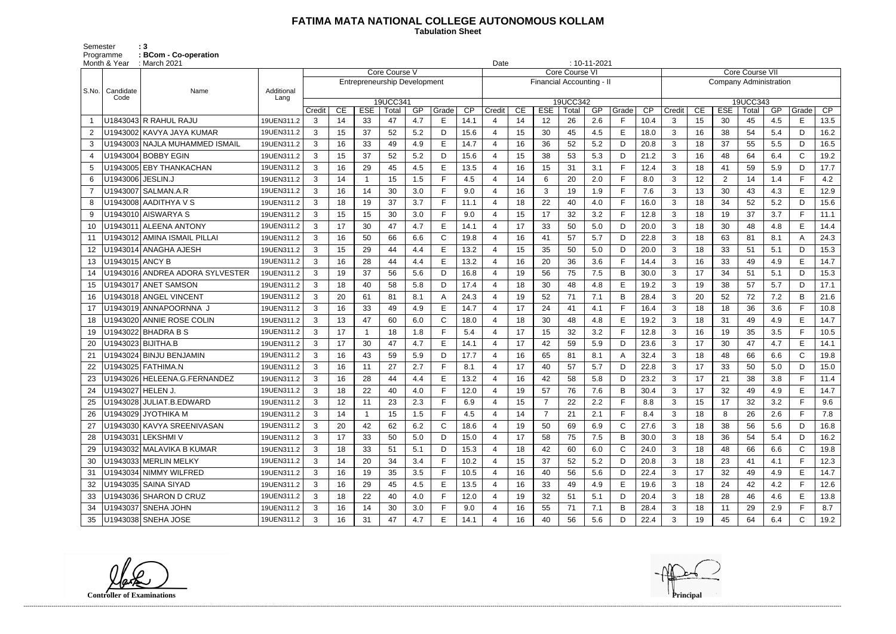# FATIMA MATA NATIONAL COLLEGE AUTONOMOUS KOLLAM

**Tabulation Sheet**

Semester : 3
Programme : BCom - Co-operation
Month & Year : March 2021 Date : 10-11-2021

| S.No. | Candidate Code | Name | Additional Lang | Core Course V | | | | | | | Core Course VI | | | | | | | Core Course VII | | | | | | |
|---|---|---|---|---|---|---|---|---|---|---|---|---|---|---|---|---|---|---|---|---|---|---|---|---|
| | | | | Entrepreneurship Development | | | | | | | Financial Accounting - II | | | | | | | Company Administration | | | | | | |
| | | | | 19UCC341 | | | | | | | 19UCC342 | | | | | | | 19UCC343 | | | | | | |
| | | | | Credit | CE | ESE | Total | GP | Grade | CP | Credit | CE | ESE | Total | GP | Grade | CP | Credit | CE | ESE | Total | GP | Grade | CP |
| 1 | U1843043 | R RAHUL RAJU | 19UEN311.2 | 3 | 14 | 33 | 47 | 4.7 | E | 14.1 | 4 | 14 | 12 | 26 | 2.6 | F | 10.4 | 3 | 15 | 30 | 45 | 4.5 | E | 13.5 |
| 2 | U1943002 | KAVYA JAYA KUMAR | 19UEN311.2 | 3 | 15 | 37 | 52 | 5.2 | D | 15.6 | 4 | 15 | 30 | 45 | 4.5 | E | 18.0 | 3 | 16 | 38 | 54 | 5.4 | D | 16.2 |
| 3 | U1943003 | NAJLA MUHAMMED ISMAIL | 19UEN311.2 | 3 | 16 | 33 | 49 | 4.9 | E | 14.7 | 4 | 16 | 36 | 52 | 5.2 | D | 20.8 | 3 | 18 | 37 | 55 | 5.5 | D | 16.5 |
| 4 | U1943004 | BOBBY EGIN | 19UEN311.2 | 3 | 15 | 37 | 52 | 5.2 | D | 15.6 | 4 | 15 | 38 | 53 | 5.3 | D | 21.2 | 3 | 16 | 48 | 64 | 6.4 | C | 19.2 |
| 5 | U1943005 | EBY THANKACHAN | 19UEN311.2 | 3 | 16 | 29 | 45 | 4.5 | E | 13.5 | 4 | 16 | 15 | 31 | 3.1 | F | 12.4 | 3 | 18 | 41 | 59 | 5.9 | D | 17.7 |
| 6 | U1943006 | JESLIN.J | 19UEN311.2 | 3 | 14 | 1 | 15 | 1.5 | F | 4.5 | 4 | 14 | 6 | 20 | 2.0 | F | 8.0 | 3 | 12 | 2 | 14 | 1.4 | F | 4.2 |
| 7 | U1943007 | SALMAN.A.R | 19UEN311.2 | 3 | 16 | 14 | 30 | 3.0 | F | 9.0 | 4 | 16 | 3 | 19 | 1.9 | F | 7.6 | 3 | 13 | 30 | 43 | 4.3 | E | 12.9 |
| 8 | U1943008 | AADITHYA V S | 19UEN311.2 | 3 | 18 | 19 | 37 | 3.7 | F | 11.1 | 4 | 18 | 22 | 40 | 4.0 | F | 16.0 | 3 | 18 | 34 | 52 | 5.2 | D | 15.6 |
| 9 | U1943010 | AISWARYA S | 19UEN311.2 | 3 | 15 | 15 | 30 | 3.0 | F | 9.0 | 4 | 15 | 17 | 32 | 3.2 | F | 12.8 | 3 | 18 | 19 | 37 | 3.7 | F | 11.1 |
| 10 | U1943011 | ALEENA ANTONY | 19UEN311.2 | 3 | 17 | 30 | 47 | 4.7 | E | 14.1 | 4 | 17 | 33 | 50 | 5.0 | D | 20.0 | 3 | 18 | 30 | 48 | 4.8 | E | 14.4 |
| 11 | U1943012 | AMINA ISMAIL PILLAI | 19UEN311.2 | 3 | 16 | 50 | 66 | 6.6 | C | 19.8 | 4 | 16 | 41 | 57 | 5.7 | D | 22.8 | 3 | 18 | 63 | 81 | 8.1 | A | 24.3 |
| 12 | U1943014 | ANAGHA AJESH | 19UEN311.2 | 3 | 15 | 29 | 44 | 4.4 | E | 13.2 | 4 | 15 | 35 | 50 | 5.0 | D | 20.0 | 3 | 18 | 33 | 51 | 5.1 | D | 15.3 |
| 13 | U1943015 | ANCY B | 19UEN311.2 | 3 | 16 | 28 | 44 | 4.4 | E | 13.2 | 4 | 16 | 20 | 36 | 3.6 | F | 14.4 | 3 | 16 | 33 | 49 | 4.9 | E | 14.7 |
| 14 | U1943016 | ANDREA ANDORA SYLVESTER | 19UEN311.2 | 3 | 19 | 37 | 56 | 5.6 | D | 16.8 | 4 | 19 | 56 | 75 | 7.5 | B | 30.0 | 3 | 17 | 34 | 51 | 5.1 | D | 15.3 |
| 15 | U1943017 | ANET SAMSON | 19UEN311.2 | 3 | 18 | 40 | 58 | 5.8 | D | 17.4 | 4 | 18 | 30 | 48 | 4.8 | E | 19.2 | 3 | 19 | 38 | 57 | 5.7 | D | 17.1 |
| 16 | U1943018 | ANGEL VINCENT | 19UEN311.2 | 3 | 20 | 61 | 81 | 8.1 | A | 24.3 | 4 | 19 | 52 | 71 | 7.1 | B | 28.4 | 3 | 20 | 52 | 72 | 7.2 | B | 21.6 |
| 17 | U1943019 | ANNAPOORNNA J | 19UEN311.2 | 3 | 16 | 33 | 49 | 4.9 | E | 14.7 | 4 | 17 | 24 | 41 | 4.1 | F | 16.4 | 3 | 18 | 18 | 36 | 3.6 | F | 10.8 |
| 18 | U1943020 | ANNIE ROSE COLIN | 19UEN311.2 | 3 | 13 | 47 | 60 | 6.0 | C | 18.0 | 4 | 18 | 30 | 48 | 4.8 | E | 19.2 | 3 | 18 | 31 | 49 | 4.9 | E | 14.7 |
| 19 | U1943022 | BHADRA B S | 19UEN311.2 | 3 | 17 | 1 | 18 | 1.8 | F | 5.4 | 4 | 17 | 15 | 32 | 3.2 | F | 12.8 | 3 | 16 | 19 | 35 | 3.5 | F | 10.5 |
| 20 | U1943023 | BIJITHA.B | 19UEN311.2 | 3 | 17 | 30 | 47 | 4.7 | E | 14.1 | 4 | 17 | 42 | 59 | 5.9 | D | 23.6 | 3 | 17 | 30 | 47 | 4.7 | E | 14.1 |
| 21 | U1943024 | BINJU BENJAMIN | 19UEN311.2 | 3 | 16 | 43 | 59 | 5.9 | D | 17.7 | 4 | 16 | 65 | 81 | 8.1 | A | 32.4 | 3 | 18 | 48 | 66 | 6.6 | C | 19.8 |
| 22 | U1943025 | FATHIMA.N | 19UEN311.2 | 3 | 16 | 11 | 27 | 2.7 | F | 8.1 | 4 | 17 | 40 | 57 | 5.7 | D | 22.8 | 3 | 17 | 33 | 50 | 5.0 | D | 15.0 |
| 23 | U1943026 | HELEENA.G.FERNANDEZ | 19UEN311.2 | 3 | 16 | 28 | 44 | 4.4 | E | 13.2 | 4 | 16 | 42 | 58 | 5.8 | D | 23.2 | 3 | 17 | 21 | 38 | 3.8 | F | 11.4 |
| 24 | U1943027 | HELEN J. | 19UEN311.2 | 3 | 18 | 22 | 40 | 4.0 | F | 12.0 | 4 | 19 | 57 | 76 | 7.6 | B | 30.4 | 3 | 17 | 32 | 49 | 4.9 | E | 14.7 |
| 25 | U1943028 | JULIAT.B.EDWARD | 19UEN311.2 | 3 | 12 | 11 | 23 | 2.3 | F | 6.9 | 4 | 15 | 7 | 22 | 2.2 | F | 8.8 | 3 | 15 | 17 | 32 | 3.2 | F | 9.6 |
| 26 | U1943029 | JYOTHIKA M | 19UEN311.2 | 3 | 14 | 1 | 15 | 1.5 | F | 4.5 | 4 | 14 | 7 | 21 | 2.1 | F | 8.4 | 3 | 18 | 8 | 26 | 2.6 | F | 7.8 |
| 27 | U1943030 | KAVYA SREENIVASAN | 19UEN311.2 | 3 | 20 | 42 | 62 | 6.2 | C | 18.6 | 4 | 19 | 50 | 69 | 6.9 | C | 27.6 | 3 | 18 | 38 | 56 | 5.6 | D | 16.8 |
| 28 | U1943031 | LEKSHMI V | 19UEN311.2 | 3 | 17 | 33 | 50 | 5.0 | D | 15.0 | 4 | 17 | 58 | 75 | 7.5 | B | 30.0 | 3 | 18 | 36 | 54 | 5.4 | D | 16.2 |
| 29 | U1943032 | MALAVIKA B KUMAR | 19UEN311.2 | 3 | 18 | 33 | 51 | 5.1 | D | 15.3 | 4 | 18 | 42 | 60 | 6.0 | C | 24.0 | 3 | 18 | 48 | 66 | 6.6 | C | 19.8 |
| 30 | U1943033 | MERLIN MELKY | 19UEN311.2 | 3 | 14 | 20 | 34 | 3.4 | F | 10.2 | 4 | 15 | 37 | 52 | 5.2 | D | 20.8 | 3 | 18 | 23 | 41 | 4.1 | F | 12.3 |
| 31 | U1943034 | NIMMY WILFRED | 19UEN311.2 | 3 | 16 | 19 | 35 | 3.5 | F | 10.5 | 4 | 16 | 40 | 56 | 5.6 | D | 22.4 | 3 | 17 | 32 | 49 | 4.9 | E | 14.7 |
| 32 | U1943035 | SAINA SIYAD | 19UEN311.2 | 3 | 16 | 29 | 45 | 4.5 | E | 13.5 | 4 | 16 | 33 | 49 | 4.9 | E | 19.6 | 3 | 18 | 24 | 42 | 4.2 | F | 12.6 |
| 33 | U1943036 | SHARON D CRUZ | 19UEN311.2 | 3 | 18 | 22 | 40 | 4.0 | F | 12.0 | 4 | 19 | 32 | 51 | 5.1 | D | 20.4 | 3 | 18 | 28 | 46 | 4.6 | E | 13.8 |
| 34 | U1943037 | SNEHA JOHN | 19UEN311.2 | 3 | 16 | 14 | 30 | 3.0 | F | 9.0 | 4 | 16 | 55 | 71 | 7.1 | B | 28.4 | 3 | 18 | 11 | 29 | 2.9 | F | 8.7 |
| 35 | U1943038 | SNEHA JOSE | 19UEN311.2 | 3 | 16 | 31 | 47 | 4.7 | E | 14.1 | 4 | 16 | 40 | 56 | 5.6 | D | 22.4 | 3 | 19 | 45 | 64 | 6.4 | C | 19.2 |

**Controller of Examinations** **Principal**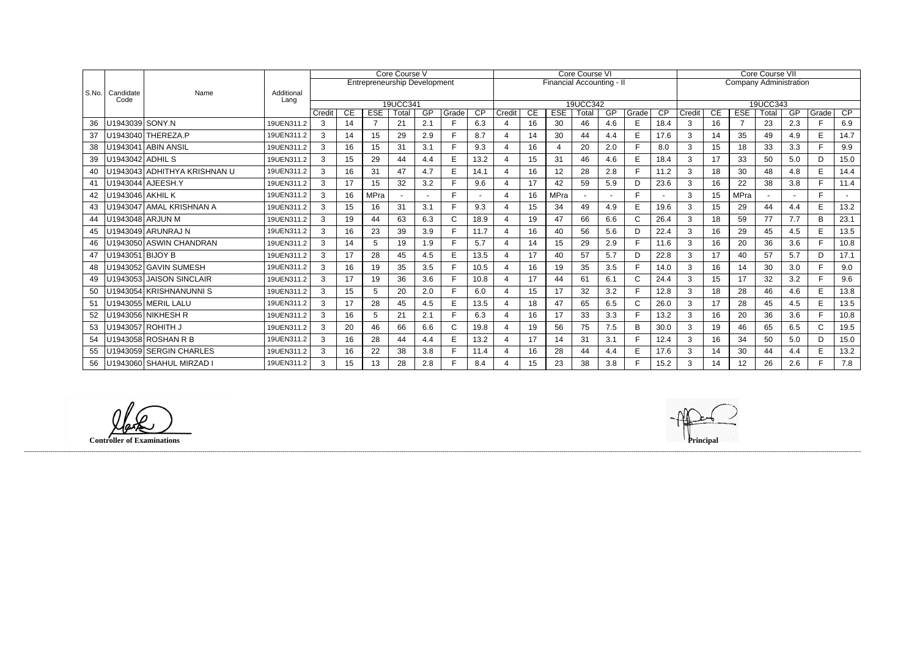| S.No. | Candidate Code | Name | Additional Lang | Core Course V | | | | | | | Core Course VI | | | | | | | Core Course VII | | | | | | |
|---|---|---|---|---|---|---|---|---|---|---|---|---|---|---|---|---|---|---|---|---|---|---|---|---|
| | | | | Entrepreneurship Development | | | | | | | Financial Accounting - II | | | | | | | Company Administration | | | | | | |
| | | | | 19UCC341 | | | | | | | 19UCC342 | | | | | | | 19UCC343 | | | | | | |
| | | | | Credit | CE | ESE | Total | GP | Grade | CP | Credit | CE | ESE | Total | GP | Grade | CP | Credit | CE | ESE | Total | GP | Grade | CP |
| 36 | U1943039 | SONY.N | 19UEN311.2 | 3 | 14 | 7 | 21 | 2.1 | F | 6.3 | 4 | 16 | 30 | 46 | 4.6 | E | 18.4 | 3 | 16 | 7 | 23 | 2.3 | F | 6.9 |
| 37 | U1943040 | THEREZA.P | 19UEN311.2 | 3 | 14 | 15 | 29 | 2.9 | F | 8.7 | 4 | 14 | 30 | 44 | 4.4 | E | 17.6 | 3 | 14 | 35 | 49 | 4.9 | E | 14.7 |
| 38 | U1943041 | ABIN ANSIL | 19UEN311.2 | 3 | 16 | 15 | 31 | 3.1 | F | 9.3 | 4 | 16 | 4 | 20 | 2.0 | F | 8.0 | 3 | 15 | 18 | 33 | 3.3 | F | 9.9 |
| 39 | U1943042 | ADHIL S | 19UEN311.2 | 3 | 15 | 29 | 44 | 4.4 | E | 13.2 | 4 | 15 | 31 | 46 | 4.6 | E | 18.4 | 3 | 17 | 33 | 50 | 5.0 | D | 15.0 |
| 40 | U1943043 | ADHITHYA KRISHNAN U | 19UEN311.2 | 3 | 16 | 31 | 47 | 4.7 | E | 14.1 | 4 | 16 | 12 | 28 | 2.8 | F | 11.2 | 3 | 18 | 30 | 48 | 4.8 | E | 14.4 |
| 41 | U1943044 | AJEESH.Y | 19UEN311.2 | 3 | 17 | 15 | 32 | 3.2 | F | 9.6 | 4 | 17 | 42 | 59 | 5.9 | D | 23.6 | 3 | 16 | 22 | 38 | 3.8 | F | 11.4 |
| 42 | U1943046 | AKHIL K | 19UEN311.2 | 3 | 16 | MPra | - | - | F | - | 4 | 16 | MPra | - | - | F | - | 3 | 15 | MPra | - | - | F | - |
| 43 | U1943047 | AMAL KRISHNAN A | 19UEN311.2 | 3 | 15 | 16 | 31 | 3.1 | F | 9.3 | 4 | 15 | 34 | 49 | 4.9 | E | 19.6 | 3 | 15 | 29 | 44 | 4.4 | E | 13.2 |
| 44 | U1943048 | ARJUN M | 19UEN311.2 | 3 | 19 | 44 | 63 | 6.3 | C | 18.9 | 4 | 19 | 47 | 66 | 6.6 | C | 26.4 | 3 | 18 | 59 | 77 | 7.7 | B | 23.1 |
| 45 | U1943049 | ARUNRAJ N | 19UEN311.2 | 3 | 16 | 23 | 39 | 3.9 | F | 11.7 | 4 | 16 | 40 | 56 | 5.6 | D | 22.4 | 3 | 16 | 29 | 45 | 4.5 | E | 13.5 |
| 46 | U1943050 | ASWIN CHANDRAN | 19UEN311.2 | 3 | 14 | 5 | 19 | 1.9 | F | 5.7 | 4 | 14 | 15 | 29 | 2.9 | F | 11.6 | 3 | 16 | 20 | 36 | 3.6 | F | 10.8 |
| 47 | U1943051 | BIJOY B | 19UEN311.2 | 3 | 17 | 28 | 45 | 4.5 | E | 13.5 | 4 | 17 | 40 | 57 | 5.7 | D | 22.8 | 3 | 17 | 40 | 57 | 5.7 | D | 17.1 |
| 48 | U1943052 | GAVIN SUMESH | 19UEN311.2 | 3 | 16 | 19 | 35 | 3.5 | F | 10.5 | 4 | 16 | 19 | 35 | 3.5 | F | 14.0 | 3 | 16 | 14 | 30 | 3.0 | F | 9.0 |
| 49 | U1943053 | JAISON SINCLAIR | 19UEN311.2 | 3 | 17 | 19 | 36 | 3.6 | F | 10.8 | 4 | 17 | 44 | 61 | 6.1 | C | 24.4 | 3 | 15 | 17 | 32 | 3.2 | F | 9.6 |
| 50 | U1943054 | KRISHNANUNNI S | 19UEN311.2 | 3 | 15 | 5 | 20 | 2.0 | F | 6.0 | 4 | 15 | 17 | 32 | 3.2 | F | 12.8 | 3 | 18 | 28 | 46 | 4.6 | E | 13.8 |
| 51 | U1943055 | MERIL LALU | 19UEN311.2 | 3 | 17 | 28 | 45 | 4.5 | E | 13.5 | 4 | 18 | 47 | 65 | 6.5 | C | 26.0 | 3 | 17 | 28 | 45 | 4.5 | E | 13.5 |
| 52 | U1943056 | NIKHESH R | 19UEN311.2 | 3 | 16 | 5 | 21 | 2.1 | F | 6.3 | 4 | 16 | 17 | 33 | 3.3 | F | 13.2 | 3 | 16 | 20 | 36 | 3.6 | F | 10.8 |
| 53 | U1943057 | ROHITH J | 19UEN311.2 | 3 | 20 | 46 | 66 | 6.6 | C | 19.8 | 4 | 19 | 56 | 75 | 7.5 | B | 30.0 | 3 | 19 | 46 | 65 | 6.5 | C | 19.5 |
| 54 | U1943058 | ROSHAN R B | 19UEN311.2 | 3 | 16 | 28 | 44 | 4.4 | E | 13.2 | 4 | 17 | 14 | 31 | 3.1 | F | 12.4 | 3 | 16 | 34 | 50 | 5.0 | D | 15.0 |
| 55 | U1943059 | SERGIN CHARLES | 19UEN311.2 | 3 | 16 | 22 | 38 | 3.8 | F | 11.4 | 4 | 16 | 28 | 44 | 4.4 | E | 17.6 | 3 | 14 | 30 | 44 | 4.4 | E | 13.2 |
| 56 | U1943060 | SHAHUL MIRZAD I | 19UEN311.2 | 3 | 15 | 13 | 28 | 2.8 | F | 8.4 | 4 | 15 | 23 | 38 | 3.8 | F | 15.2 | 3 | 14 | 12 | 26 | 2.6 | F | 7.8 |

**Controller of Examinations**

**Principal**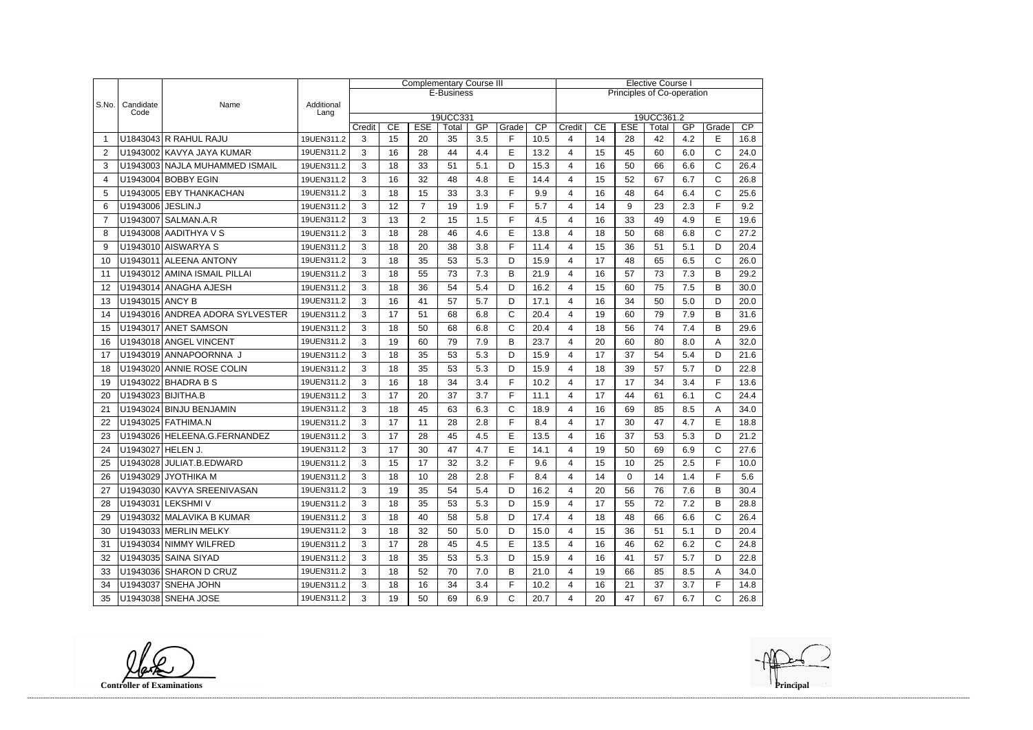| S.No. | Candidate Code | Name | Additional Lang | Complementary Course III | | | | | | | Elective Course I | | | | | | |
|---|---|---|---|---|---|---|---|---|---|---|---|---|---|---|---|---|---|
| | | | | E-Business | | | | | | | Principles of Co-operation | | | | | | |
| | | | | 19UCC331 | | | | | | | 19UCC361.2 | | | | | | |
| | | | | Credit | CE | ESE | Total | GP | Grade | CP | Credit | CE | ESE | Total | GP | Grade | CP |
| 1 | U1843043 | R RAHUL RAJU | 19UEN311.2 | 3 | 15 | 20 | 35 | 3.5 | F | 10.5 | 4 | 14 | 28 | 42 | 4.2 | E | 16.8 |
| 2 | U1943002 | KAVYA JAYA KUMAR | 19UEN311.2 | 3 | 16 | 28 | 44 | 4.4 | E | 13.2 | 4 | 15 | 45 | 60 | 6.0 | C | 24.0 |
| 3 | U1943003 | NAJLA MUHAMMED ISMAIL | 19UEN311.2 | 3 | 18 | 33 | 51 | 5.1 | D | 15.3 | 4 | 16 | 50 | 66 | 6.6 | C | 26.4 |
| 4 | U1943004 | BOBBY EGIN | 19UEN311.2 | 3 | 16 | 32 | 48 | 4.8 | E | 14.4 | 4 | 15 | 52 | 67 | 6.7 | C | 26.8 |
| 5 | U1943005 | EBY THANKACHAN | 19UEN311.2 | 3 | 18 | 15 | 33 | 3.3 | F | 9.9 | 4 | 16 | 48 | 64 | 6.4 | C | 25.6 |
| 6 | U1943006 | JESLIN.J | 19UEN311.2 | 3 | 12 | 7 | 19 | 1.9 | F | 5.7 | 4 | 14 | 9 | 23 | 2.3 | F | 9.2 |
| 7 | U1943007 | SALMAN.A.R | 19UEN311.2 | 3 | 13 | 2 | 15 | 1.5 | F | 4.5 | 4 | 16 | 33 | 49 | 4.9 | E | 19.6 |
| 8 | U1943008 | AADITHYA V S | 19UEN311.2 | 3 | 18 | 28 | 46 | 4.6 | E | 13.8 | 4 | 18 | 50 | 68 | 6.8 | C | 27.2 |
| 9 | U1943010 | AISWARYA S | 19UEN311.2 | 3 | 18 | 20 | 38 | 3.8 | F | 11.4 | 4 | 15 | 36 | 51 | 5.1 | D | 20.4 |
| 10 | U1943011 | ALEENA ANTONY | 19UEN311.2 | 3 | 18 | 35 | 53 | 5.3 | D | 15.9 | 4 | 17 | 48 | 65 | 6.5 | C | 26.0 |
| 11 | U1943012 | AMINA ISMAIL PILLAI | 19UEN311.2 | 3 | 18 | 55 | 73 | 7.3 | B | 21.9 | 4 | 16 | 57 | 73 | 7.3 | B | 29.2 |
| 12 | U1943014 | ANAGHA AJESH | 19UEN311.2 | 3 | 18 | 36 | 54 | 5.4 | D | 16.2 | 4 | 15 | 60 | 75 | 7.5 | B | 30.0 |
| 13 | U1943015 | ANCY B | 19UEN311.2 | 3 | 16 | 41 | 57 | 5.7 | D | 17.1 | 4 | 16 | 34 | 50 | 5.0 | D | 20.0 |
| 14 | U1943016 | ANDREA ADORA SYLVESTER | 19UEN311.2 | 3 | 17 | 51 | 68 | 6.8 | C | 20.4 | 4 | 19 | 60 | 79 | 7.9 | B | 31.6 |
| 15 | U1943017 | ANET SAMSON | 19UEN311.2 | 3 | 18 | 50 | 68 | 6.8 | C | 20.4 | 4 | 18 | 56 | 74 | 7.4 | B | 29.6 |
| 16 | U1943018 | ANGEL VINCENT | 19UEN311.2 | 3 | 19 | 60 | 79 | 7.9 | B | 23.7 | 4 | 20 | 60 | 80 | 8.0 | A | 32.0 |
| 17 | U1943019 | ANNAPOORNNA J | 19UEN311.2 | 3 | 18 | 35 | 53 | 5.3 | D | 15.9 | 4 | 17 | 37 | 54 | 5.4 | D | 21.6 |
| 18 | U1943020 | ANNIE ROSE COLIN | 19UEN311.2 | 3 | 18 | 35 | 53 | 5.3 | D | 15.9 | 4 | 18 | 39 | 57 | 5.7 | D | 22.8 |
| 19 | U1943022 | BHADRA B S | 19UEN311.2 | 3 | 16 | 18 | 34 | 3.4 | F | 10.2 | 4 | 17 | 17 | 34 | 3.4 | F | 13.6 |
| 20 | U1943023 | BIJITHA.B | 19UEN311.2 | 3 | 17 | 20 | 37 | 3.7 | F | 11.1 | 4 | 17 | 44 | 61 | 6.1 | C | 24.4 |
| 21 | U1943024 | BINJU BENJAMIN | 19UEN311.2 | 3 | 18 | 45 | 63 | 6.3 | C | 18.9 | 4 | 16 | 69 | 85 | 8.5 | A | 34.0 |
| 22 | U1943025 | FATHIMA.N | 19UEN311.2 | 3 | 17 | 11 | 28 | 2.8 | F | 8.4 | 4 | 17 | 30 | 47 | 4.7 | E | 18.8 |
| 23 | U1943026 | HELEENA.G.FERNANDEZ | 19UEN311.2 | 3 | 17 | 28 | 45 | 4.5 | E | 13.5 | 4 | 16 | 37 | 53 | 5.3 | D | 21.2 |
| 24 | U1943027 | HELEN J. | 19UEN311.2 | 3 | 17 | 30 | 47 | 4.7 | E | 14.1 | 4 | 19 | 50 | 69 | 6.9 | C | 27.6 |
| 25 | U1943028 | JULIAT.B.EDWARD | 19UEN311.2 | 3 | 15 | 17 | 32 | 3.2 | F | 9.6 | 4 | 15 | 10 | 25 | 2.5 | F | 10.0 |
| 26 | U1943029 | JYOTHIKA M | 19UEN311.2 | 3 | 18 | 10 | 28 | 2.8 | F | 8.4 | 4 | 14 | 0 | 14 | 1.4 | F | 5.6 |
| 27 | U1943030 | KAVYA SREENIVASAN | 19UEN311.2 | 3 | 19 | 35 | 54 | 5.4 | D | 16.2 | 4 | 20 | 56 | 76 | 7.6 | B | 30.4 |
| 28 | U1943031 | LEKSHMI V | 19UEN311.2 | 3 | 18 | 35 | 53 | 5.3 | D | 15.9 | 4 | 17 | 55 | 72 | 7.2 | B | 28.8 |
| 29 | U1943032 | MALAVIKA B KUMAR | 19UEN311.2 | 3 | 18 | 40 | 58 | 5.8 | D | 17.4 | 4 | 18 | 48 | 66 | 6.6 | C | 26.4 |
| 30 | U1943033 | MERLIN MELKY | 19UEN311.2 | 3 | 18 | 32 | 50 | 5.0 | D | 15.0 | 4 | 15 | 36 | 51 | 5.1 | D | 20.4 |
| 31 | U1943034 | NIMMY WILFRED | 19UEN311.2 | 3 | 17 | 28 | 45 | 4.5 | E | 13.5 | 4 | 16 | 46 | 62 | 6.2 | C | 24.8 |
| 32 | U1943035 | SAINA SIYAD | 19UEN311.2 | 3 | 18 | 35 | 53 | 5.3 | D | 15.9 | 4 | 16 | 41 | 57 | 5.7 | D | 22.8 |
| 33 | U1943036 | SHARON D CRUZ | 19UEN311.2 | 3 | 18 | 52 | 70 | 7.0 | B | 21.0 | 4 | 19 | 66 | 85 | 8.5 | A | 34.0 |
| 34 | U1943037 | SNEHA JOHN | 19UEN311.2 | 3 | 18 | 16 | 34 | 3.4 | F | 10.2 | 4 | 16 | 21 | 37 | 3.7 | F | 14.8 |
| 35 | U1943038 | SNEHA JOSE | 19UEN311.2 | 3 | 19 | 50 | 69 | 6.9 | C | 20.7 | 4 | 20 | 47 | 67 | 6.7 | C | 26.8 |

**Controller of Examinations**

**Principal**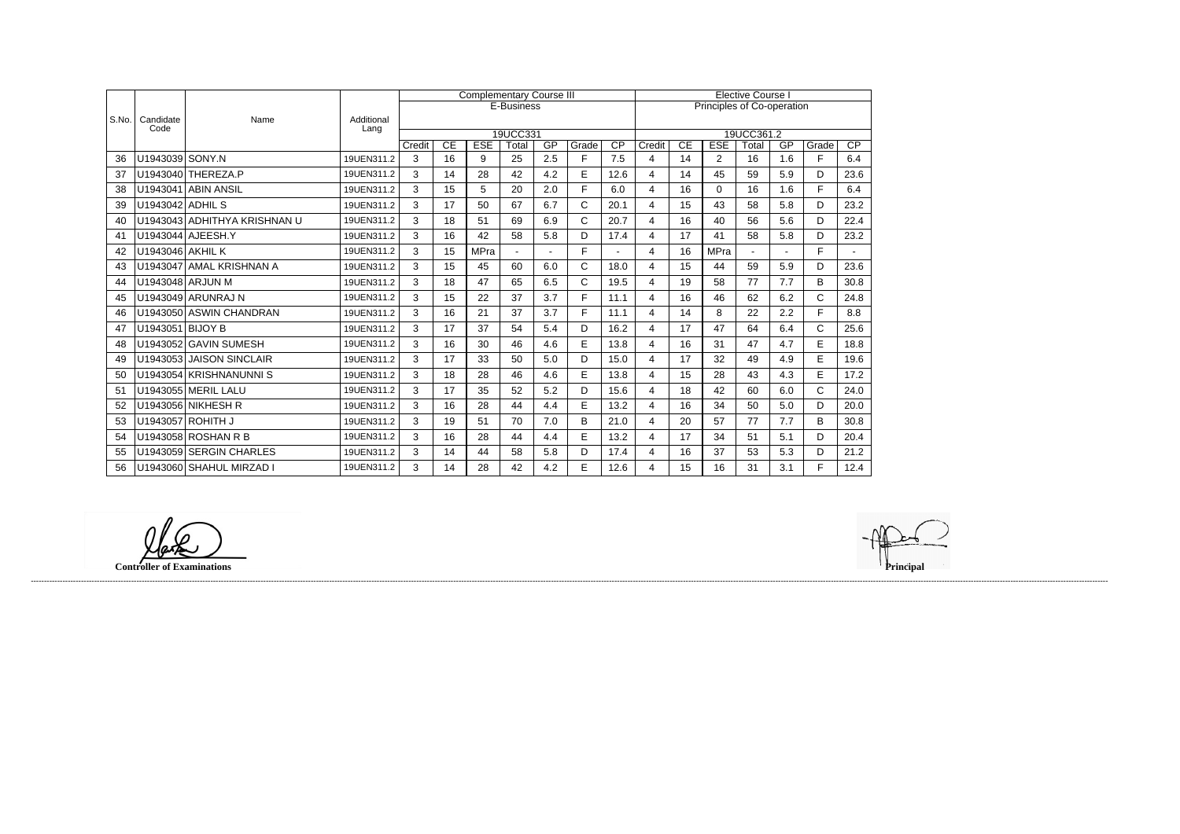| S.No. | Candidate Code | Name | Additional Lang | Complementary Course III | | | | | | | Elective Course I | | | | | | |
|---|---|---|---|---|---|---|---|---|---|---|---|---|---|---|---|---|---|
| | | | | E-Business | | | | | | | Principles of Co-operation | | | | | | |
| | | | | 19UCC331 | | | | | | | 19UCC361.2 | | | | | | |
| | | | | Credit | CE | ESE | Total | GP | Grade | CP | Credit | CE | ESE | Total | GP | Grade | CP |
| 36 | U1943039 | SONY.N | 19UEN311.2 | 3 | 16 | 9 | 25 | 2.5 | F | 7.5 | 4 | 14 | 2 | 16 | 1.6 | F | 6.4 |
| 37 | U1943040 | THEREZA.P | 19UEN311.2 | 3 | 14 | 28 | 42 | 4.2 | E | 12.6 | 4 | 14 | 45 | 59 | 5.9 | D | 23.6 |
| 38 | U1943041 | ABIN ANSIL | 19UEN311.2 | 3 | 15 | 5 | 20 | 2.0 | F | 6.0 | 4 | 16 | 0 | 16 | 1.6 | F | 6.4 |
| 39 | U1943042 | ADHIL S | 19UEN311.2 | 3 | 17 | 50 | 67 | 6.7 | C | 20.1 | 4 | 15 | 43 | 58 | 5.8 | D | 23.2 |
| 40 | U1943043 | ADHITHYA KRISHNAN U | 19UEN311.2 | 3 | 18 | 51 | 69 | 6.9 | C | 20.7 | 4 | 16 | 40 | 56 | 5.6 | D | 22.4 |
| 41 | U1943044 | AJEESH.Y | 19UEN311.2 | 3 | 16 | 42 | 58 | 5.8 | D | 17.4 | 4 | 17 | 41 | 58 | 5.8 | D | 23.2 |
| 42 | U1943046 | AKHIL K | 19UEN311.2 | 3 | 15 | MPra | - | - | F | - | 4 | 16 | MPra | - | - | F | - |
| 43 | U1943047 | AMAL KRISHNAN A | 19UEN311.2 | 3 | 15 | 45 | 60 | 6.0 | C | 18.0 | 4 | 15 | 44 | 59 | 5.9 | D | 23.6 |
| 44 | U1943048 | ARJUN M | 19UEN311.2 | 3 | 18 | 47 | 65 | 6.5 | C | 19.5 | 4 | 19 | 58 | 77 | 7.7 | B | 30.8 |
| 45 | U1943049 | ARUNRAJ N | 19UEN311.2 | 3 | 15 | 22 | 37 | 3.7 | F | 11.1 | 4 | 16 | 46 | 62 | 6.2 | C | 24.8 |
| 46 | U1943050 | ASWIN CHANDRAN | 19UEN311.2 | 3 | 16 | 21 | 37 | 3.7 | F | 11.1 | 4 | 14 | 8 | 22 | 2.2 | F | 8.8 |
| 47 | U1943051 | BIJOY B | 19UEN311.2 | 3 | 17 | 37 | 54 | 5.4 | D | 16.2 | 4 | 17 | 47 | 64 | 6.4 | C | 25.6 |
| 48 | U1943052 | GAVIN SUMESH | 19UEN311.2 | 3 | 16 | 30 | 46 | 4.6 | E | 13.8 | 4 | 16 | 31 | 47 | 4.7 | E | 18.8 |
| 49 | U1943053 | JAISON SINCLAIR | 19UEN311.2 | 3 | 17 | 33 | 50 | 5.0 | D | 15.0 | 4 | 17 | 32 | 49 | 4.9 | E | 19.6 |
| 50 | U1943054 | KRISHNANUNNI S | 19UEN311.2 | 3 | 18 | 28 | 46 | 4.6 | E | 13.8 | 4 | 15 | 28 | 43 | 4.3 | E | 17.2 |
| 51 | U1943055 | MERIL LALU | 19UEN311.2 | 3 | 17 | 35 | 52 | 5.2 | D | 15.6 | 4 | 18 | 42 | 60 | 6.0 | C | 24.0 |
| 52 | U1943056 | NIKHESH R | 19UEN311.2 | 3 | 16 | 28 | 44 | 4.4 | E | 13.2 | 4 | 16 | 34 | 50 | 5.0 | D | 20.0 |
| 53 | U1943057 | ROHITH J | 19UEN311.2 | 3 | 19 | 51 | 70 | 7.0 | B | 21.0 | 4 | 20 | 57 | 77 | 7.7 | B | 30.8 |
| 54 | U1943058 | ROSHAN R B | 19UEN311.2 | 3 | 16 | 28 | 44 | 4.4 | E | 13.2 | 4 | 17 | 34 | 51 | 5.1 | D | 20.4 |
| 55 | U1943059 | SERGIN CHARLES | 19UEN311.2 | 3 | 14 | 44 | 58 | 5.8 | D | 17.4 | 4 | 16 | 37 | 53 | 5.3 | D | 21.2 |
| 56 | U1943060 | SHAHUL MIRZAD I | 19UEN311.2 | 3 | 14 | 28 | 42 | 4.2 | E | 12.6 | 4 | 15 | 16 | 31 | 3.1 | F | 12.4 |

**Controller of Examinations**

**Principal**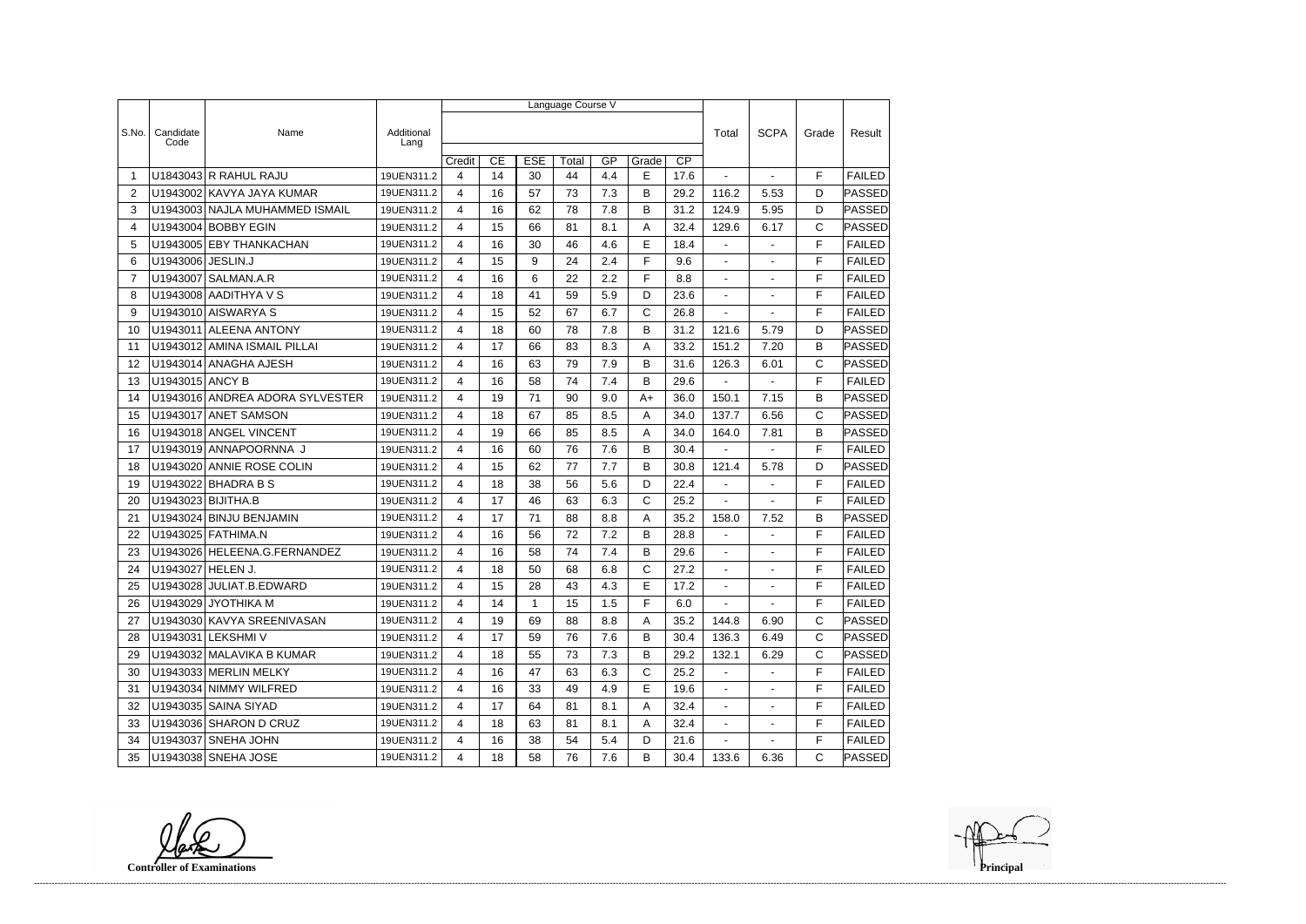| S.No. | Candidate Code | Name | Additional Lang | Language Course V | | | | | | | Total | SCPA | Grade | Result |
|---|---|---|---|---|---|---|---|---|---|---|---|---|---|---|
| | | | | Credit | CE | ESE | Total | GP | Grade | CP | | | | |
| 1 | U1843043 | R RAHUL RAJU | 19UEN311.2 | 4 | 14 | 30 | 44 | 4.4 | E | 17.6 | - | - | F | FAILED |
| 2 | U1943002 | KAVYA JAYA KUMAR | 19UEN311.2 | 4 | 16 | 57 | 73 | 7.3 | B | 29.2 | 116.2 | 5.53 | D | PASSED |
| 3 | U1943003 | NAJLA MUHAMMED ISMAIL | 19UEN311.2 | 4 | 16 | 62 | 78 | 7.8 | B | 31.2 | 124.9 | 5.95 | D | PASSED |
| 4 | U1943004 | BOBBY EGIN | 19UEN311.2 | 4 | 15 | 66 | 81 | 8.1 | A | 32.4 | 129.6 | 6.17 | C | PASSED |
| 5 | U1943005 | EBY THANKACHAN | 19UEN311.2 | 4 | 16 | 30 | 46 | 4.6 | E | 18.4 | - | - | F | FAILED |
| 6 | U1943006 | JESLIN.J | 19UEN311.2 | 4 | 15 | 9 | 24 | 2.4 | F | 9.6 | - | - | F | FAILED |
| 7 | U1943007 | SALMAN.A.R | 19UEN311.2 | 4 | 16 | 6 | 22 | 2.2 | F | 8.8 | - | - | F | FAILED |
| 8 | U1943008 | AADITHYA V S | 19UEN311.2 | 4 | 18 | 41 | 59 | 5.9 | D | 23.6 | - | - | F | FAILED |
| 9 | U1943010 | AISWARYA S | 19UEN311.2 | 4 | 15 | 52 | 67 | 6.7 | C | 26.8 | - | - | F | FAILED |
| 10 | U1943011 | ALEENA ANTONY | 19UEN311.2 | 4 | 18 | 60 | 78 | 7.8 | B | 31.2 | 121.6 | 5.79 | D | PASSED |
| 11 | U1943012 | AMINA ISMAIL PILLAI | 19UEN311.2 | 4 | 17 | 66 | 83 | 8.3 | A | 33.2 | 151.2 | 7.20 | B | PASSED |
| 12 | U1943014 | ANAGHA AJESH | 19UEN311.2 | 4 | 16 | 63 | 79 | 7.9 | B | 31.6 | 126.3 | 6.01 | C | PASSED |
| 13 | U1943015 | ANCY B | 19UEN311.2 | 4 | 16 | 58 | 74 | 7.4 | B | 29.6 | - | - | F | FAILED |
| 14 | U1943016 | ANDREA ADORA SYLVESTER | 19UEN311.2 | 4 | 19 | 71 | 90 | 9.0 | A+ | 36.0 | 150.1 | 7.15 | B | PASSED |
| 15 | U1943017 | ANET SAMSON | 19UEN311.2 | 4 | 18 | 67 | 85 | 8.5 | A | 34.0 | 137.7 | 6.56 | C | PASSED |
| 16 | U1943018 | ANGEL VINCENT | 19UEN311.2 | 4 | 19 | 66 | 85 | 8.5 | A | 34.0 | 164.0 | 7.81 | B | PASSED |
| 17 | U1943019 | ANNAPOORNNA J | 19UEN311.2 | 4 | 16 | 60 | 76 | 7.6 | B | 30.4 | - | - | F | FAILED |
| 18 | U1943020 | ANNIE ROSE COLIN | 19UEN311.2 | 4 | 15 | 62 | 77 | 7.7 | B | 30.8 | 121.4 | 5.78 | D | PASSED |
| 19 | U1943022 | BHADRA B S | 19UEN311.2 | 4 | 18 | 38 | 56 | 5.6 | D | 22.4 | - | - | F | FAILED |
| 20 | U1943023 | BIJITHA.B | 19UEN311.2 | 4 | 17 | 46 | 63 | 6.3 | C | 25.2 | - | - | F | FAILED |
| 21 | U1943024 | BINJU BENJAMIN | 19UEN311.2 | 4 | 17 | 71 | 88 | 8.8 | A | 35.2 | 158.0 | 7.52 | B | PASSED |
| 22 | U1943025 | FATHIMA.N | 19UEN311.2 | 4 | 16 | 56 | 72 | 7.2 | B | 28.8 | - | - | F | FAILED |
| 23 | U1943026 | HELEENA.G.FERNANDEZ | 19UEN311.2 | 4 | 16 | 58 | 74 | 7.4 | B | 29.6 | - | - | F | FAILED |
| 24 | U1943027 | HELEN J. | 19UEN311.2 | 4 | 18 | 50 | 68 | 6.8 | C | 27.2 | - | - | F | FAILED |
| 25 | U1943028 | JULIAT.B.EDWARD | 19UEN311.2 | 4 | 15 | 28 | 43 | 4.3 | E | 17.2 | - | - | F | FAILED |
| 26 | U1943029 | JYOTHIKA M | 19UEN311.2 | 4 | 14 | 1 | 15 | 1.5 | F | 6.0 | - | - | F | FAILED |
| 27 | U1943030 | KAVYA SREENIVASAN | 19UEN311.2 | 4 | 19 | 69 | 88 | 8.8 | A | 35.2 | 144.8 | 6.90 | C | PASSED |
| 28 | U1943031 | LEKSHMI V | 19UEN311.2 | 4 | 17 | 59 | 76 | 7.6 | B | 30.4 | 136.3 | 6.49 | C | PASSED |
| 29 | U1943032 | MALAVIKA B KUMAR | 19UEN311.2 | 4 | 18 | 55 | 73 | 7.3 | B | 29.2 | 132.1 | 6.29 | C | PASSED |
| 30 | U1943033 | MERLIN MELKY | 19UEN311.2 | 4 | 16 | 47 | 63 | 6.3 | C | 25.2 | - | - | F | FAILED |
| 31 | U1943034 | NIMMY WILFRED | 19UEN311.2 | 4 | 16 | 33 | 49 | 4.9 | E | 19.6 | - | - | F | FAILED |
| 32 | U1943035 | SAINA SIYAD | 19UEN311.2 | 4 | 17 | 64 | 81 | 8.1 | A | 32.4 | - | - | F | FAILED |
| 33 | U1943036 | SHARON D CRUZ | 19UEN311.2 | 4 | 18 | 63 | 81 | 8.1 | A | 32.4 | - | - | F | FAILED |
| 34 | U1943037 | SNEHA JOHN | 19UEN311.2 | 4 | 16 | 38 | 54 | 5.4 | D | 21.6 | - | - | F | FAILED |
| 35 | U1943038 | SNEHA JOSE | 19UEN311.2 | 4 | 18 | 58 | 76 | 7.6 | B | 30.4 | 133.6 | 6.36 | C | PASSED |

**Controller of Examinations**

**Principal**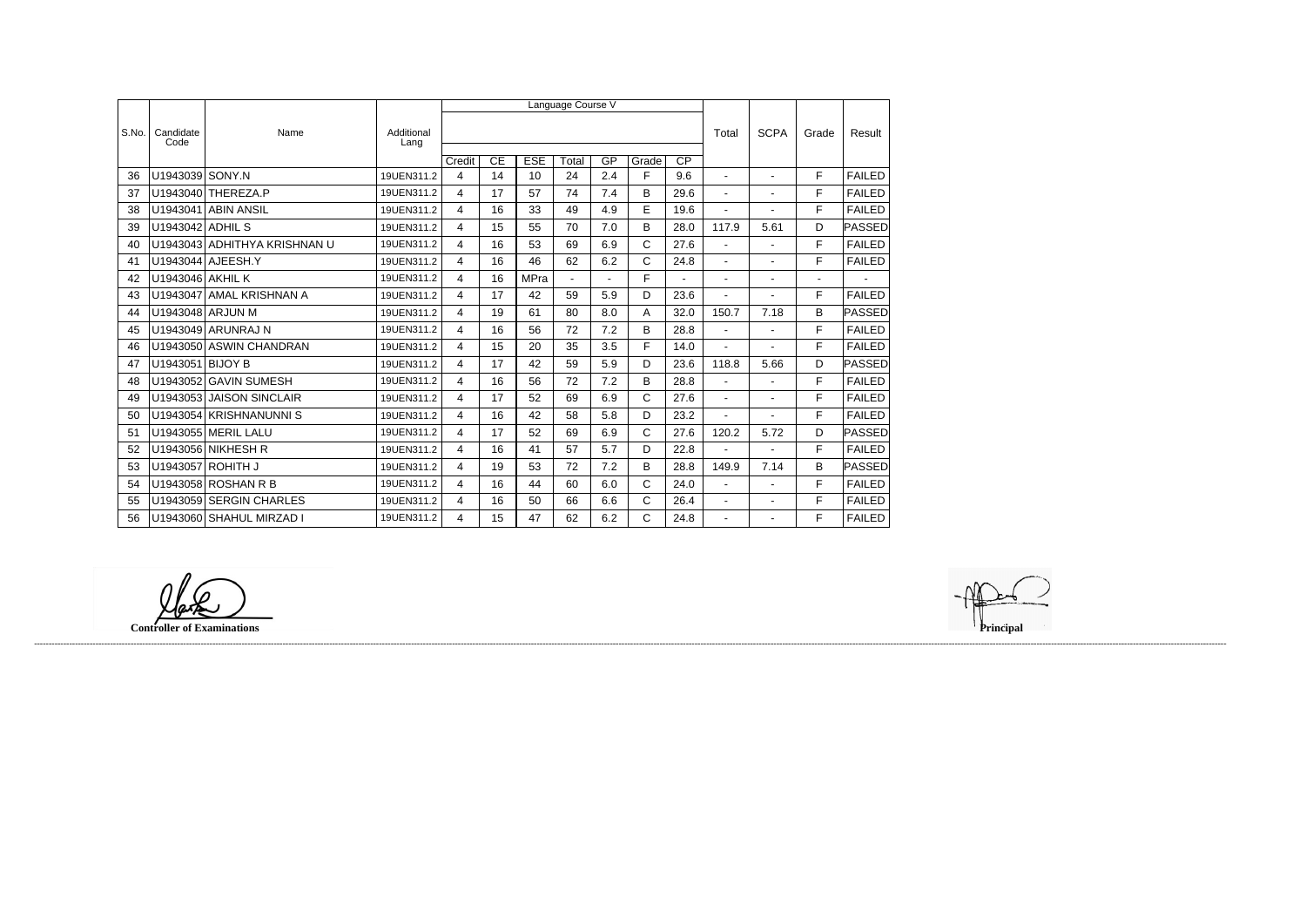| S.No. | Candidate Code | Name | Additional Lang | Language Course V | | | | | | | Total | SCPA | Grade | Result |
|---|---|---|---|---|---|---|---|---|---|---|---|---|---|---|
| | | | | Credit | CE | ESE | Total | GP | Grade | CP | | | | |
| 36 | U1943039 | SONY.N | 19UEN311.2 | 4 | 14 | 10 | 24 | 2.4 | F | 9.6 | - | - | F | FAILED |
| 37 | U1943040 | THEREZA.P | 19UEN311.2 | 4 | 17 | 57 | 74 | 7.4 | B | 29.6 | - | - | F | FAILED |
| 38 | U1943041 | ABIN ANSIL | 19UEN311.2 | 4 | 16 | 33 | 49 | 4.9 | E | 19.6 | - | - | F | FAILED |
| 39 | U1943042 | ADHIL S | 19UEN311.2 | 4 | 15 | 55 | 70 | 7.0 | B | 28.0 | 117.9 | 5.61 | D | PASSED |
| 40 | U1943043 | ADHITHYA KRISHNAN U | 19UEN311.2 | 4 | 16 | 53 | 69 | 6.9 | C | 27.6 | - | - | F | FAILED |
| 41 | U1943044 | AJEESH.Y | 19UEN311.2 | 4 | 16 | 46 | 62 | 6.2 | C | 24.8 | - | - | F | FAILED |
| 42 | U1943046 | AKHIL K | 19UEN311.2 | 4 | 16 | MPra | - | - | F | - | - | - | - | - |
| 43 | U1943047 | AMAL KRISHNAN A | 19UEN311.2 | 4 | 17 | 42 | 59 | 5.9 | D | 23.6 | - | - | F | FAILED |
| 44 | U1943048 | ARJUN M | 19UEN311.2 | 4 | 19 | 61 | 80 | 8.0 | A | 32.0 | 150.7 | 7.18 | B | PASSED |
| 45 | U1943049 | ARUNRAJ N | 19UEN311.2 | 4 | 16 | 56 | 72 | 7.2 | B | 28.8 | - | - | F | FAILED |
| 46 | U1943050 | ASWIN CHANDRAN | 19UEN311.2 | 4 | 15 | 20 | 35 | 3.5 | F | 14.0 | - | - | F | FAILED |
| 47 | U1943051 | BIJOY B | 19UEN311.2 | 4 | 17 | 42 | 59 | 5.9 | D | 23.6 | 118.8 | 5.66 | D | PASSED |
| 48 | U1943052 | GAVIN SUMESH | 19UEN311.2 | 4 | 16 | 56 | 72 | 7.2 | B | 28.8 | - | - | F | FAILED |
| 49 | U1943053 | JAISON SINCLAIR | 19UEN311.2 | 4 | 17 | 52 | 69 | 6.9 | C | 27.6 | - | - | F | FAILED |
| 50 | U1943054 | KRISHNANUNNI S | 19UEN311.2 | 4 | 16 | 42 | 58 | 5.8 | D | 23.2 | - | - | F | FAILED |
| 51 | U1943055 | MERIL LALU | 19UEN311.2 | 4 | 17 | 52 | 69 | 6.9 | C | 27.6 | 120.2 | 5.72 | D | PASSED |
| 52 | U1943056 | NIKHESH R | 19UEN311.2 | 4 | 16 | 41 | 57 | 5.7 | D | 22.8 | - | - | F | FAILED |
| 53 | U1943057 | ROHITH J | 19UEN311.2 | 4 | 19 | 53 | 72 | 7.2 | B | 28.8 | 149.9 | 7.14 | B | PASSED |
| 54 | U1943058 | ROSHAN R B | 19UEN311.2 | 4 | 16 | 44 | 60 | 6.0 | C | 24.0 | - | - | F | FAILED |
| 55 | U1943059 | SERGIN CHARLES | 19UEN311.2 | 4 | 16 | 50 | 66 | 6.6 | C | 26.4 | - | - | F | FAILED |
| 56 | U1943060 | SHAHUL MIRZAD I | 19UEN311.2 | 4 | 15 | 47 | 62 | 6.2 | C | 24.8 | - | - | F | FAILED |

**Controller of Examinations**

**Principal**